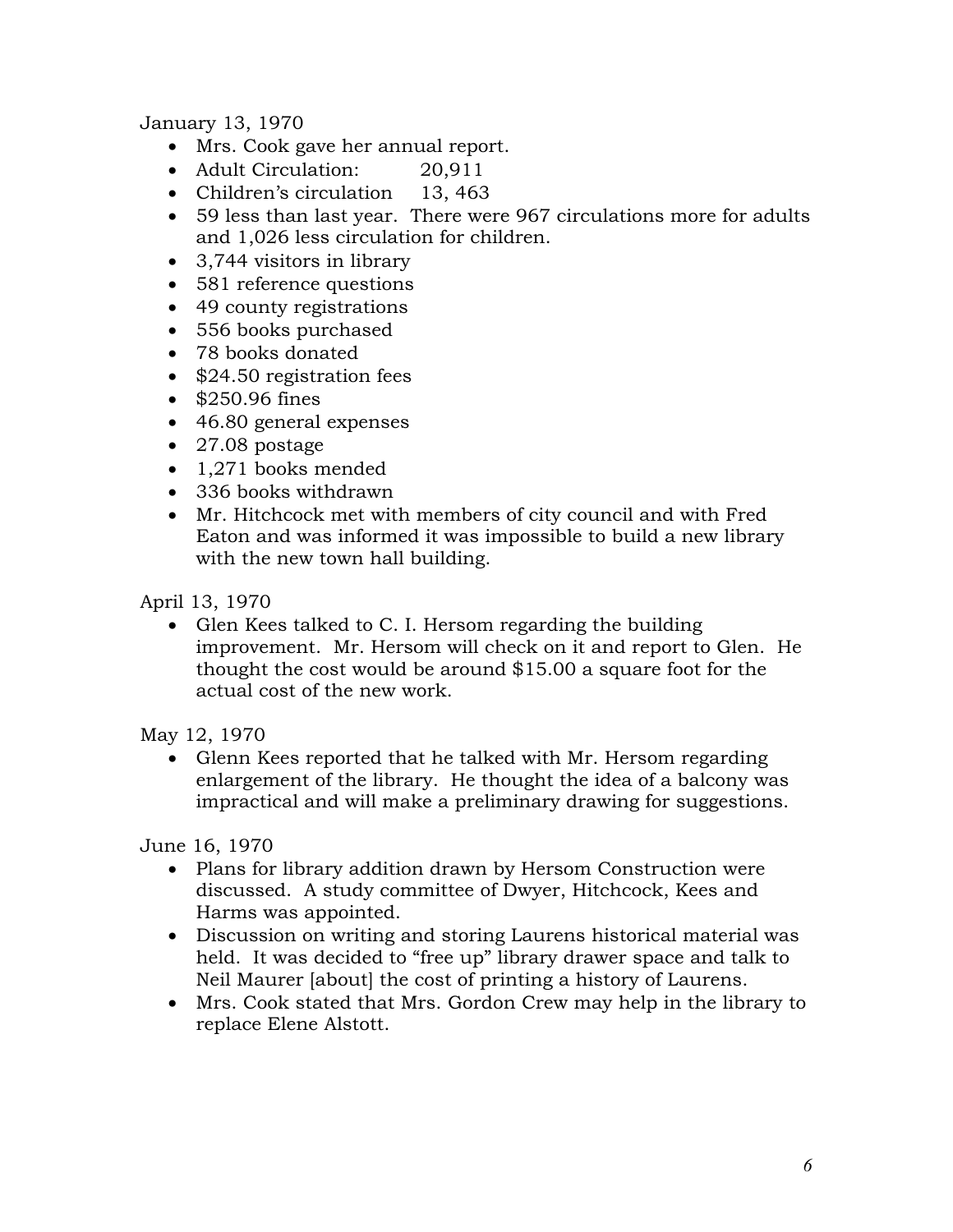January 13, 1970

- Mrs. Cook gave her annual report.
- Adult Circulation: 20,911
- Children's circulation 13, 463
- 59 less than last year. There were 967 circulations more for adults and 1,026 less circulation for children.
- 3,744 visitors in library
- 581 reference questions
- 49 county registrations
- 556 books purchased
- 78 books donated
- $24.50 registration fees
- $250.96 fines
- 46.80 general expenses
- 27.08 postage
- 1,271 books mended
- 336 books withdrawn
- Mr. Hitchcock met with members of city council and with Fred Eaton and was informed it was impossible to build a new library with the new town hall building.

April 13, 1970

- Glen Kees talked to C. I. Hersom regarding the building improvement. Mr. Hersom will check on it and report to Glen. He thought the cost would be around $15.00 a square foot for the actual cost of the new work.

May 12, 1970

- Glenn Kees reported that he talked with Mr. Hersom regarding enlargement of the library. He thought the idea of a balcony was impractical and will make a preliminary drawing for suggestions.

June 16, 1970

- Plans for library addition drawn by Hersom Construction were discussed. A study committee of Dwyer, Hitchcock, Kees and Harms was appointed.
- Discussion on writing and storing Laurens historical material was held. It was decided to "free up" library drawer space and talk to Neil Maurer [about] the cost of printing a history of Laurens.
- Mrs. Cook stated that Mrs. Gordon Crew may help in the library to replace Elene Alstott.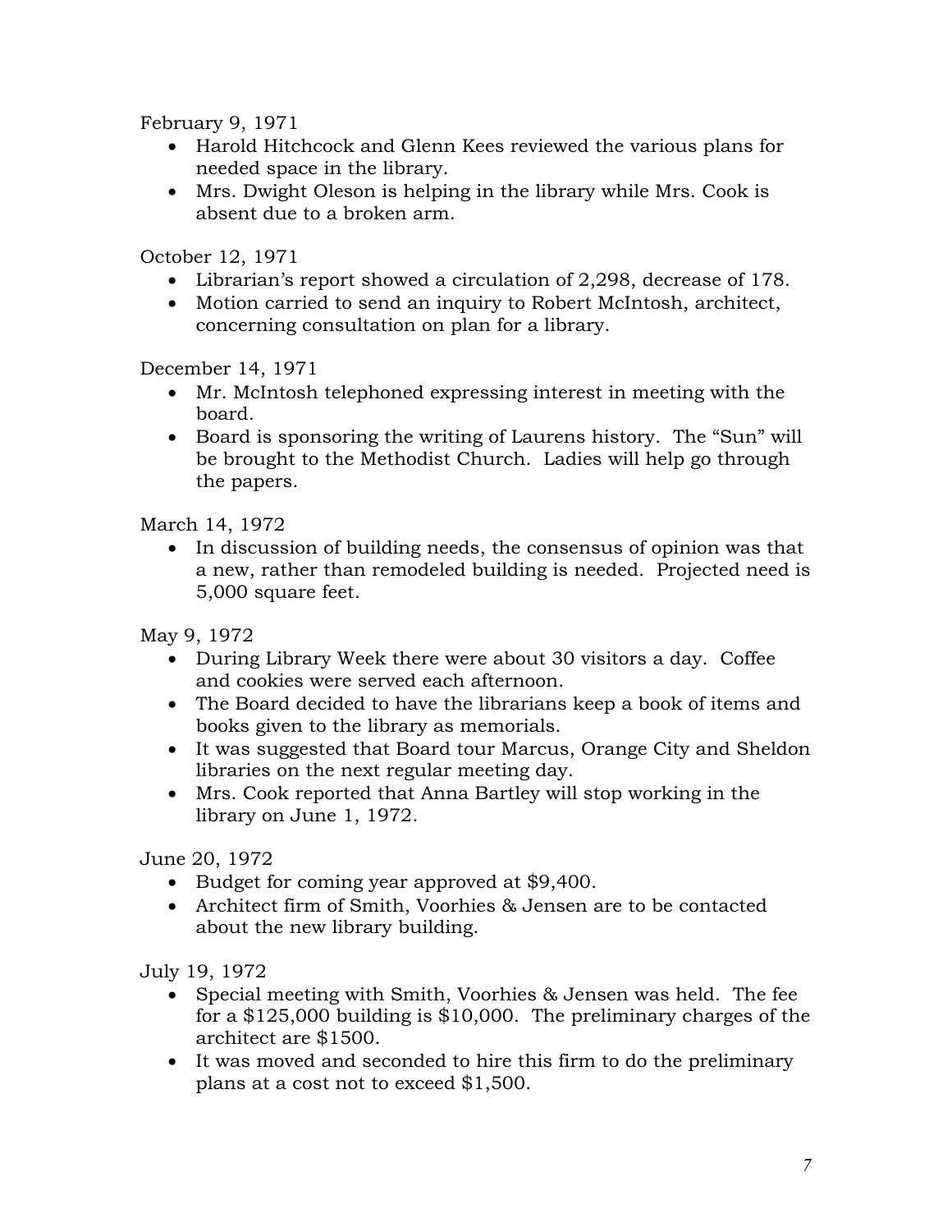February 9, 1971

- Harold Hitchcock and Glenn Kees reviewed the various plans for needed space in the library.
- Mrs. Dwight Oleson is helping in the library while Mrs. Cook is absent due to a broken arm.

October 12, 1971

- Librarian's report showed a circulation of 2,298, decrease of 178.
- Motion carried to send an inquiry to Robert McIntosh, architect, concerning consultation on plan for a library.

December 14, 1971

- Mr. McIntosh telephoned expressing interest in meeting with the board.
- Board is sponsoring the writing of Laurens history. The "Sun" will be brought to the Methodist Church. Ladies will help go through the papers.

March 14, 1972

- In discussion of building needs, the consensus of opinion was that a new, rather than remodeled building is needed. Projected need is 5,000 square feet.

May 9, 1972

- During Library Week there were about 30 visitors a day. Coffee and cookies were served each afternoon.
- The Board decided to have the librarians keep a book of items and books given to the library as memorials.
- It was suggested that Board tour Marcus, Orange City and Sheldon libraries on the next regular meeting day.
- Mrs. Cook reported that Anna Bartley will stop working in the library on June 1, 1972.

June 20, 1972

- Budget for coming year approved at $9,400.
- Architect firm of Smith, Voorhies & Jensen are to be contacted about the new library building.

July 19, 1972

- Special meeting with Smith, Voorhies & Jensen was held. The fee for a $125,000 building is $10,000. The preliminary charges of the architect are $1500.
- It was moved and seconded to hire this firm to do the preliminary plans at a cost not to exceed $1,500.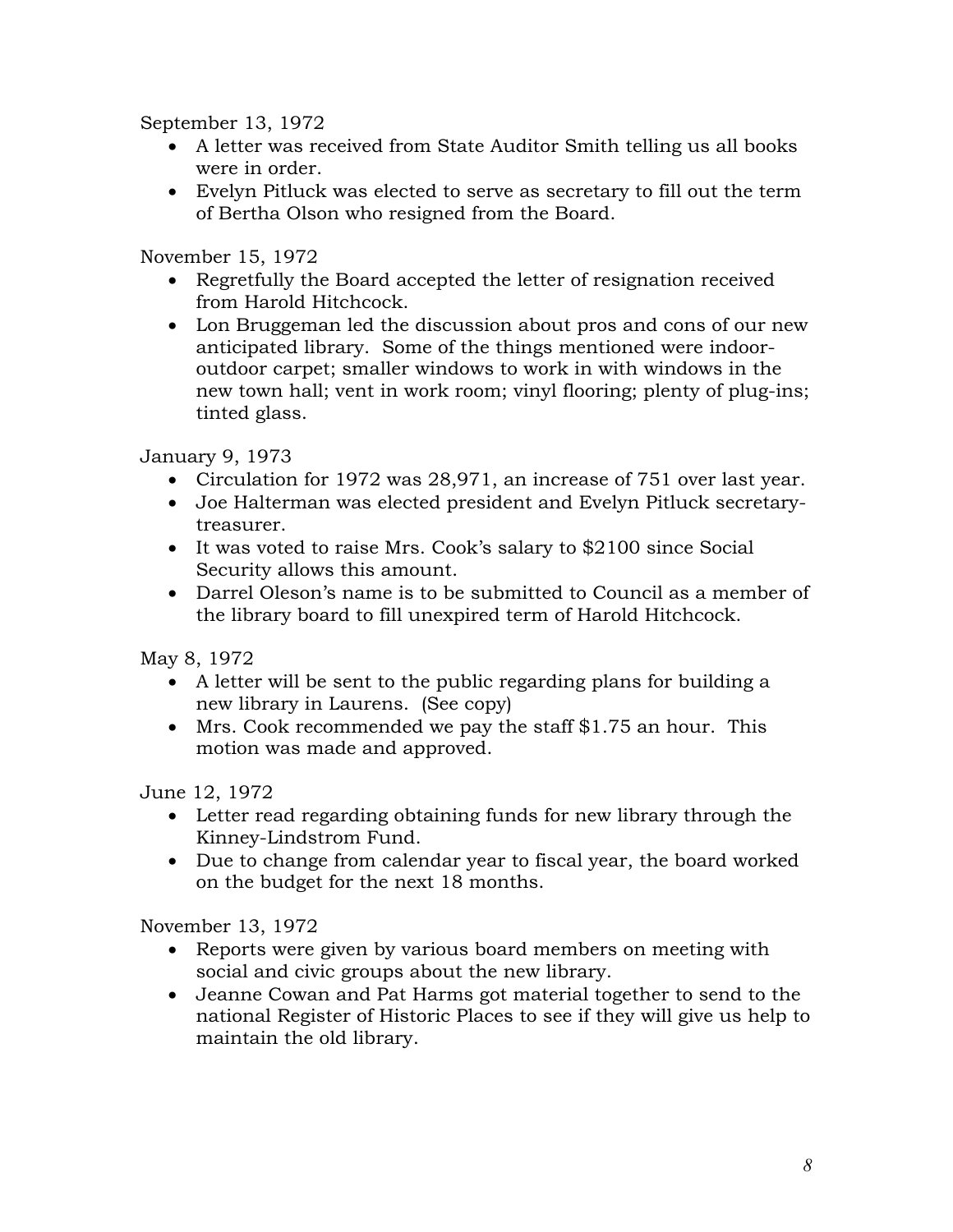September 13, 1972

- A letter was received from State Auditor Smith telling us all books were in order.
- Evelyn Pitluck was elected to serve as secretary to fill out the term of Bertha Olson who resigned from the Board.

November 15, 1972

- Regretfully the Board accepted the letter of resignation received from Harold Hitchcock.
- Lon Bruggeman led the discussion about pros and cons of our new anticipated library. Some of the things mentioned were indoor-outdoor carpet; smaller windows to work in with windows in the new town hall; vent in work room; vinyl flooring; plenty of plug-ins; tinted glass.

January 9, 1973

- Circulation for 1972 was 28,971, an increase of 751 over last year.
- Joe Halterman was elected president and Evelyn Pitluck secretary-treasurer.
- It was voted to raise Mrs. Cook's salary to $2100 since Social Security allows this amount.
- Darrel Oleson's name is to be submitted to Council as a member of the library board to fill unexpired term of Harold Hitchcock.

May 8, 1972

- A letter will be sent to the public regarding plans for building a new library in Laurens. (See copy)
- Mrs. Cook recommended we pay the staff $1.75 an hour. This motion was made and approved.

June 12, 1972

- Letter read regarding obtaining funds for new library through the Kinney-Lindstrom Fund.
- Due to change from calendar year to fiscal year, the board worked on the budget for the next 18 months.

November 13, 1972

- Reports were given by various board members on meeting with social and civic groups about the new library.
- Jeanne Cowan and Pat Harms got material together to send to the national Register of Historic Places to see if they will give us help to maintain the old library.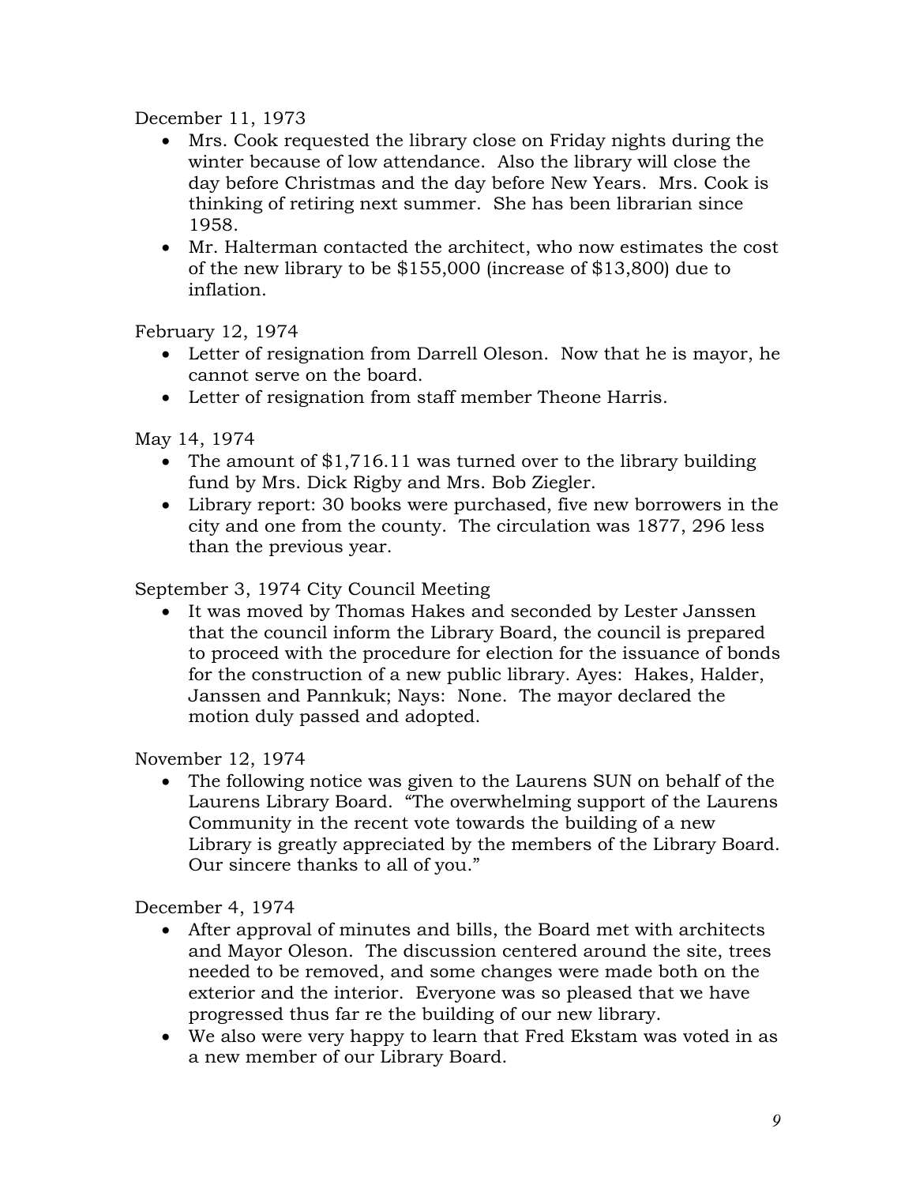December 11, 1973

- Mrs. Cook requested the library close on Friday nights during the winter because of low attendance. Also the library will close the day before Christmas and the day before New Years. Mrs. Cook is thinking of retiring next summer. She has been librarian since 1958.
- Mr. Halterman contacted the architect, who now estimates the cost of the new library to be $155,000 (increase of $13,800) due to inflation.

February 12, 1974

- Letter of resignation from Darrell Oleson. Now that he is mayor, he cannot serve on the board.
- Letter of resignation from staff member Theone Harris.

May 14, 1974

- The amount of $1,716.11 was turned over to the library building fund by Mrs. Dick Rigby and Mrs. Bob Ziegler.
- Library report: 30 books were purchased, five new borrowers in the city and one from the county. The circulation was 1877, 296 less than the previous year.

September 3, 1974 City Council Meeting

- It was moved by Thomas Hakes and seconded by Lester Janssen that the council inform the Library Board, the council is prepared to proceed with the procedure for election for the issuance of bonds for the construction of a new public library. Ayes: Hakes, Halder, Janssen and Pannkuk; Nays: None. The mayor declared the motion duly passed and adopted.

November 12, 1974

- The following notice was given to the Laurens SUN on behalf of the Laurens Library Board. "The overwhelming support of the Laurens Community in the recent vote towards the building of a new Library is greatly appreciated by the members of the Library Board. Our sincere thanks to all of you."

December 4, 1974

- After approval of minutes and bills, the Board met with architects and Mayor Oleson. The discussion centered around the site, trees needed to be removed, and some changes were made both on the exterior and the interior. Everyone was so pleased that we have progressed thus far re the building of our new library.
- We also were very happy to learn that Fred Ekstam was voted in as a new member of our Library Board.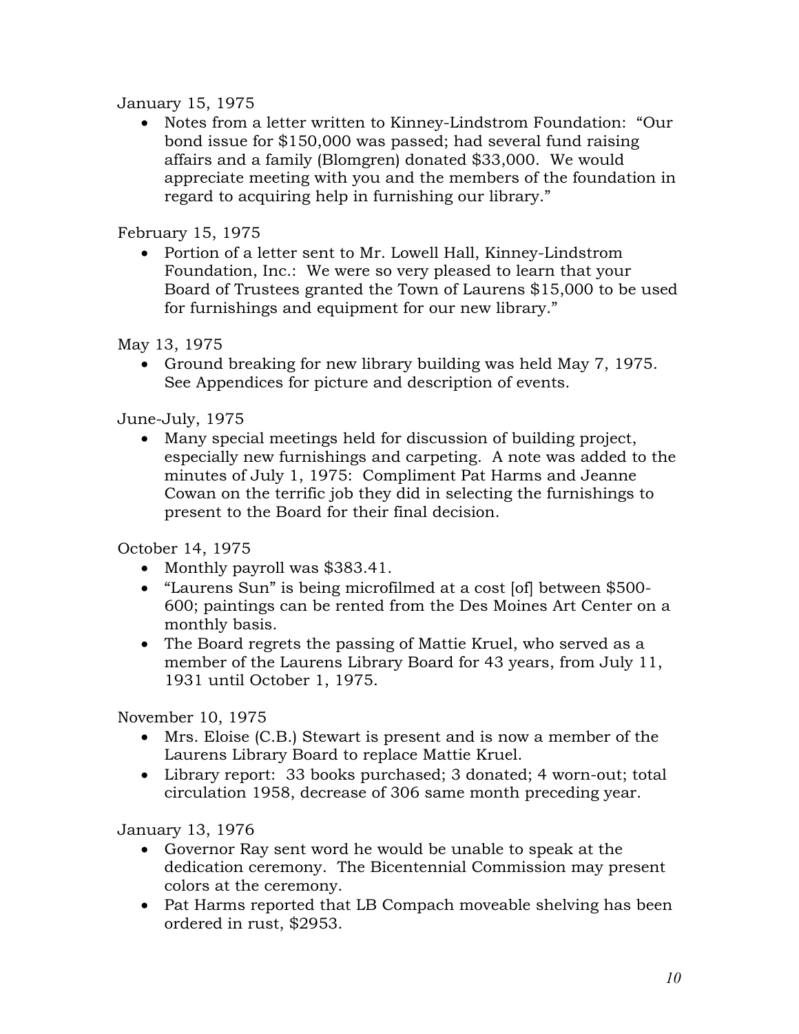January 15, 1975

- Notes from a letter written to Kinney-Lindstrom Foundation: "Our bond issue for $150,000 was passed; had several fund raising affairs and a family (Blomgren) donated $33,000. We would appreciate meeting with you and the members of the foundation in regard to acquiring help in furnishing our library."

February 15, 1975

- Portion of a letter sent to Mr. Lowell Hall, Kinney-Lindstrom Foundation, Inc.: We were so very pleased to learn that your Board of Trustees granted the Town of Laurens $15,000 to be used for furnishings and equipment for our new library."

May 13, 1975

- Ground breaking for new library building was held May 7, 1975. See Appendices for picture and description of events.

June-July, 1975

- Many special meetings held for discussion of building project, especially new furnishings and carpeting. A note was added to the minutes of July 1, 1975: Compliment Pat Harms and Jeanne Cowan on the terrific job they did in selecting the furnishings to present to the Board for their final decision.

October 14, 1975

- Monthly payroll was $383.41.
- "Laurens Sun" is being microfilmed at a cost [of] between $500-600; paintings can be rented from the Des Moines Art Center on a monthly basis.
- The Board regrets the passing of Mattie Kruel, who served as a member of the Laurens Library Board for 43 years, from July 11, 1931 until October 1, 1975.

November 10, 1975

- Mrs. Eloise (C.B.) Stewart is present and is now a member of the Laurens Library Board to replace Mattie Kruel.
- Library report: 33 books purchased; 3 donated; 4 worn-out; total circulation 1958, decrease of 306 same month preceding year.

January 13, 1976

- Governor Ray sent word he would be unable to speak at the dedication ceremony. The Bicentennial Commission may present colors at the ceremony.
- Pat Harms reported that LB Compach moveable shelving has been ordered in rust, $2953.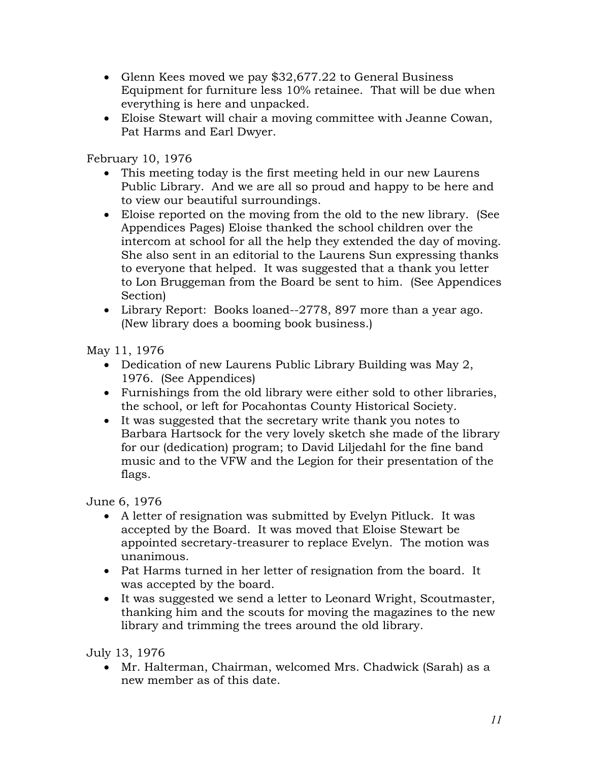- Glenn Kees moved we pay $32,677.22 to General Business Equipment for furniture less 10% retainee. That will be due when everything is here and unpacked.
- Eloise Stewart will chair a moving committee with Jeanne Cowan, Pat Harms and Earl Dwyer.

February 10, 1976

- This meeting today is the first meeting held in our new Laurens Public Library. And we are all so proud and happy to be here and to view our beautiful surroundings.
- Eloise reported on the moving from the old to the new library. (See Appendices Pages) Eloise thanked the school children over the intercom at school for all the help they extended the day of moving. She also sent in an editorial to the Laurens Sun expressing thanks to everyone that helped. It was suggested that a thank you letter to Lon Bruggeman from the Board be sent to him. (See Appendices Section)
- Library Report: Books loaned--2778, 897 more than a year ago. (New library does a booming book business.)

May 11, 1976

- Dedication of new Laurens Public Library Building was May 2, 1976. (See Appendices)
- Furnishings from the old library were either sold to other libraries, the school, or left for Pocahontas County Historical Society.
- It was suggested that the secretary write thank you notes to Barbara Hartsock for the very lovely sketch she made of the library for our (dedication) program; to David Liljedahl for the fine band music and to the VFW and the Legion for their presentation of the flags.

June 6, 1976

- A letter of resignation was submitted by Evelyn Pitluck. It was accepted by the Board. It was moved that Eloise Stewart be appointed secretary-treasurer to replace Evelyn. The motion was unanimous.
- Pat Harms turned in her letter of resignation from the board. It was accepted by the board.
- It was suggested we send a letter to Leonard Wright, Scoutmaster, thanking him and the scouts for moving the magazines to the new library and trimming the trees around the old library.

July 13, 1976

- Mr. Halterman, Chairman, welcomed Mrs. Chadwick (Sarah) as a new member as of this date.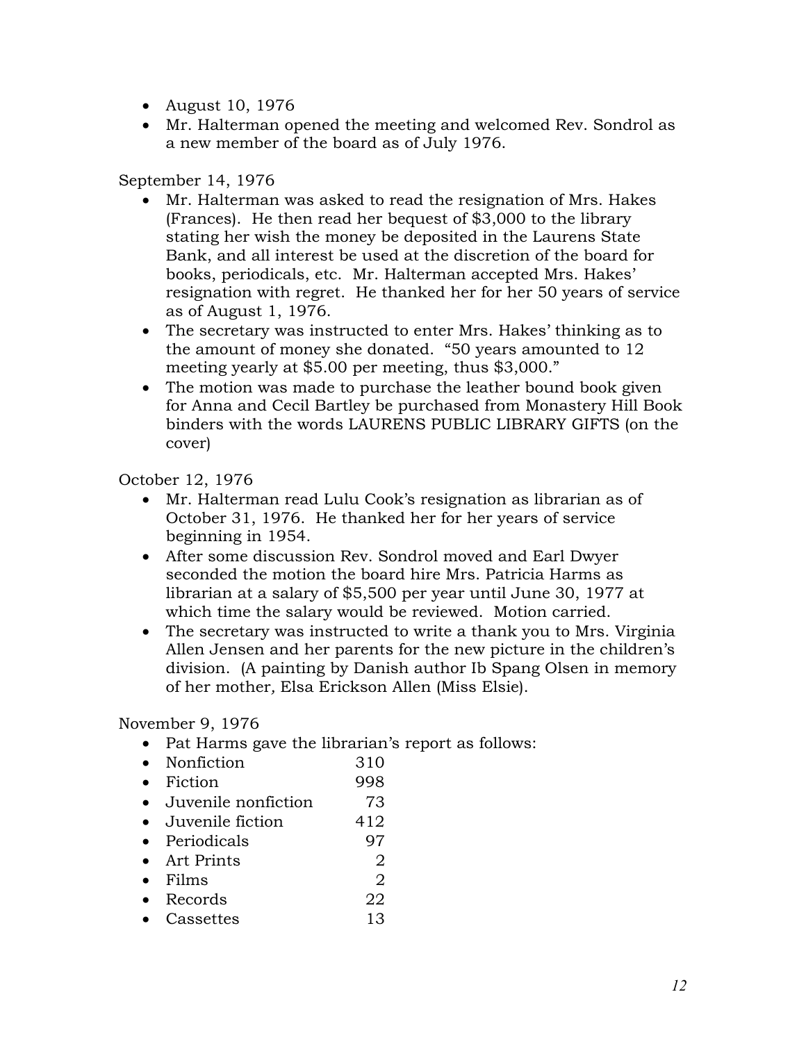- August 10, 1976
- Mr. Halterman opened the meeting and welcomed Rev. Sondrol as a new member of the board as of July 1976.

September 14, 1976

- Mr. Halterman was asked to read the resignation of Mrs. Hakes (Frances). He then read her bequest of $3,000 to the library stating her wish the money be deposited in the Laurens State Bank, and all interest be used at the discretion of the board for books, periodicals, etc. Mr. Halterman accepted Mrs. Hakes' resignation with regret. He thanked her for her 50 years of service as of August 1, 1976.
- The secretary was instructed to enter Mrs. Hakes' thinking as to the amount of money she donated. "50 years amounted to 12 meeting yearly at $5.00 per meeting, thus $3,000."
- The motion was made to purchase the leather bound book given for Anna and Cecil Bartley be purchased from Monastery Hill Book binders with the words LAURENS PUBLIC LIBRARY GIFTS (on the cover)

October 12, 1976

- Mr. Halterman read Lulu Cook's resignation as librarian as of October 31, 1976. He thanked her for her years of service beginning in 1954.
- After some discussion Rev. Sondrol moved and Earl Dwyer seconded the motion the board hire Mrs. Patricia Harms as librarian at a salary of $5,500 per year until June 30, 1977 at which time the salary would be reviewed. Motion carried.
- The secretary was instructed to write a thank you to Mrs. Virginia Allen Jensen and her parents for the new picture in the children's division. (A painting by Danish author Ib Spang Olsen in memory of her mother, Elsa Erickson Allen (Miss Elsie).

November 9, 1976

- Pat Harms gave the librarian's report as follows:
- Nonfiction 310
- Fiction 998
- Juvenile nonfiction 73
- Juvenile fiction 412
- Periodicals 97
- Art Prints 2
- Films 2
- Records 22
- Cassettes 13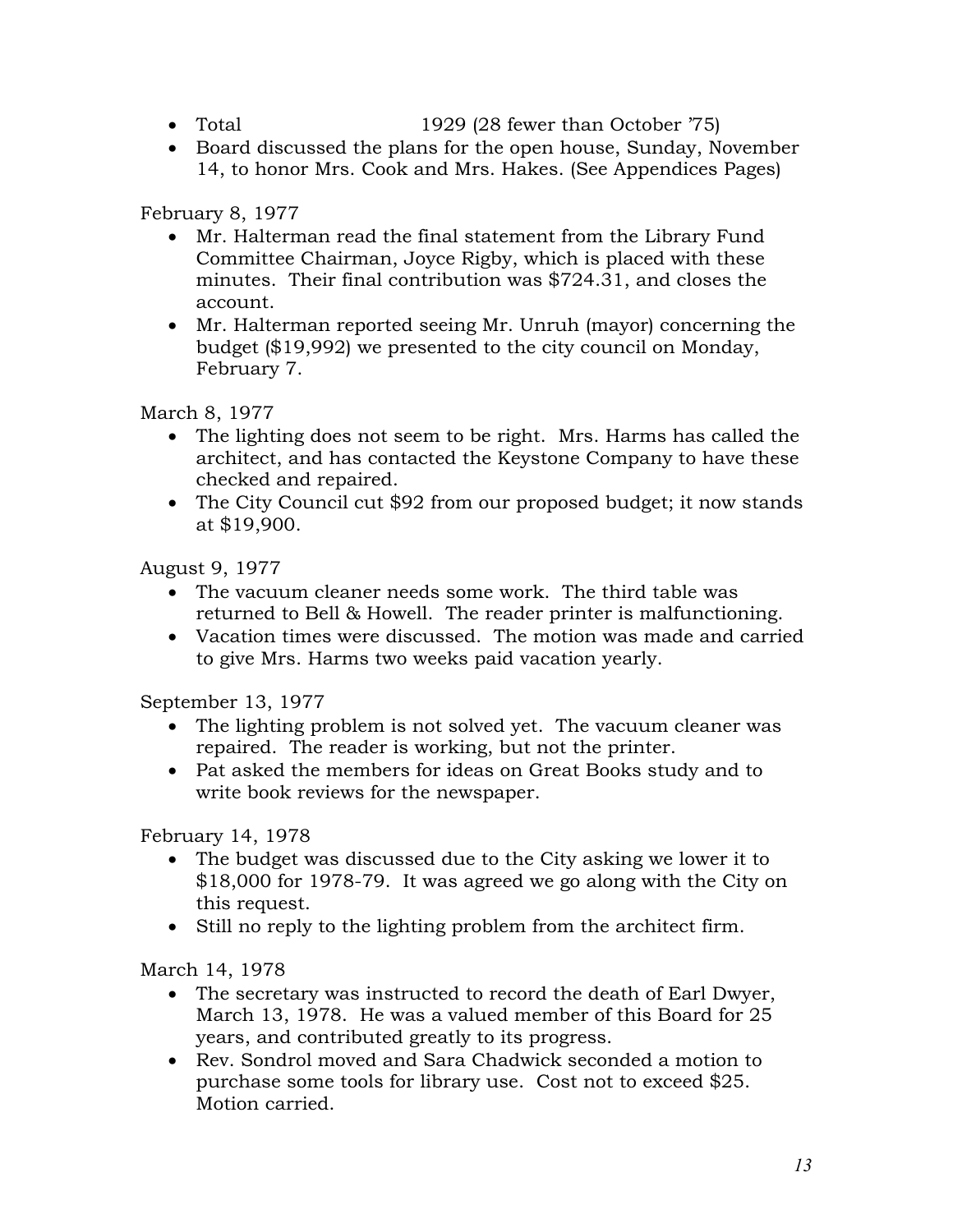- Total 1929 (28 fewer than October '75)
- Board discussed the plans for the open house, Sunday, November 14, to honor Mrs. Cook and Mrs. Hakes. (See Appendices Pages)

February 8, 1977

- Mr. Halterman read the final statement from the Library Fund Committee Chairman, Joyce Rigby, which is placed with these minutes. Their final contribution was $724.31, and closes the account.
- Mr. Halterman reported seeing Mr. Unruh (mayor) concerning the budget ($19,992) we presented to the city council on Monday, February 7.

March 8, 1977

- The lighting does not seem to be right. Mrs. Harms has called the architect, and has contacted the Keystone Company to have these checked and repaired.
- The City Council cut $92 from our proposed budget; it now stands at $19,900.

August 9, 1977

- The vacuum cleaner needs some work. The third table was returned to Bell & Howell. The reader printer is malfunctioning.
- Vacation times were discussed. The motion was made and carried to give Mrs. Harms two weeks paid vacation yearly.

September 13, 1977

- The lighting problem is not solved yet. The vacuum cleaner was repaired. The reader is working, but not the printer.
- Pat asked the members for ideas on Great Books study and to write book reviews for the newspaper.

February 14, 1978

- The budget was discussed due to the City asking we lower it to $18,000 for 1978-79. It was agreed we go along with the City on this request.
- Still no reply to the lighting problem from the architect firm.

March 14, 1978

- The secretary was instructed to record the death of Earl Dwyer, March 13, 1978. He was a valued member of this Board for 25 years, and contributed greatly to its progress.
- Rev. Sondrol moved and Sara Chadwick seconded a motion to purchase some tools for library use. Cost not to exceed $25. Motion carried.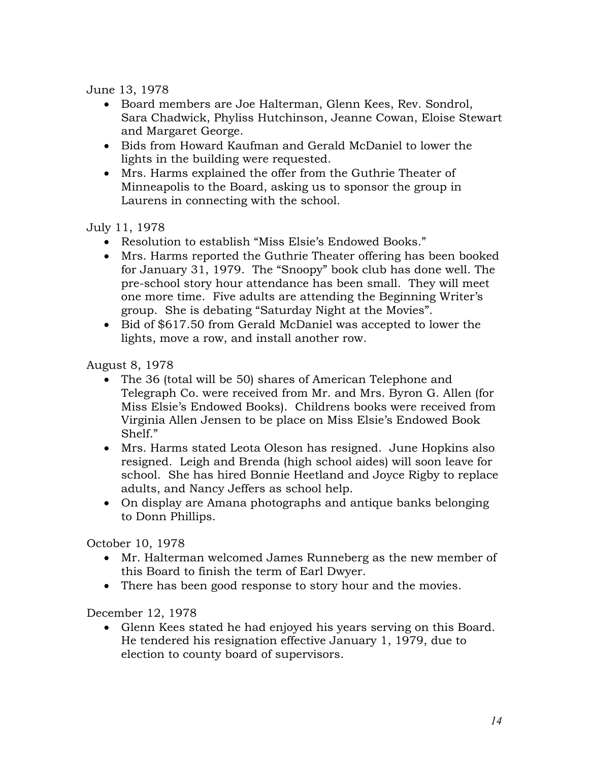June 13, 1978

- Board members are Joe Halterman, Glenn Kees, Rev. Sondrol, Sara Chadwick, Phyliss Hutchinson, Jeanne Cowan, Eloise Stewart and Margaret George.
- Bids from Howard Kaufman and Gerald McDaniel to lower the lights in the building were requested.
- Mrs. Harms explained the offer from the Guthrie Theater of Minneapolis to the Board, asking us to sponsor the group in Laurens in connecting with the school.

July 11, 1978

- Resolution to establish "Miss Elsie's Endowed Books."
- Mrs. Harms reported the Guthrie Theater offering has been booked for January 31, 1979. The "Snoopy" book club has done well. The pre-school story hour attendance has been small. They will meet one more time. Five adults are attending the Beginning Writer's group. She is debating "Saturday Night at the Movies".
- Bid of $617.50 from Gerald McDaniel was accepted to lower the lights, move a row, and install another row.

August 8, 1978

- The 36 (total will be 50) shares of American Telephone and Telegraph Co. were received from Mr. and Mrs. Byron G. Allen (for Miss Elsie's Endowed Books). Childrens books were received from Virginia Allen Jensen to be place on Miss Elsie's Endowed Book Shelf."
- Mrs. Harms stated Leota Oleson has resigned. June Hopkins also resigned. Leigh and Brenda (high school aides) will soon leave for school. She has hired Bonnie Heetland and Joyce Rigby to replace adults, and Nancy Jeffers as school help.
- On display are Amana photographs and antique banks belonging to Donn Phillips.

October 10, 1978

- Mr. Halterman welcomed James Runneberg as the new member of this Board to finish the term of Earl Dwyer.
- There has been good response to story hour and the movies.

December 12, 1978

- Glenn Kees stated he had enjoyed his years serving on this Board. He tendered his resignation effective January 1, 1979, due to election to county board of supervisors.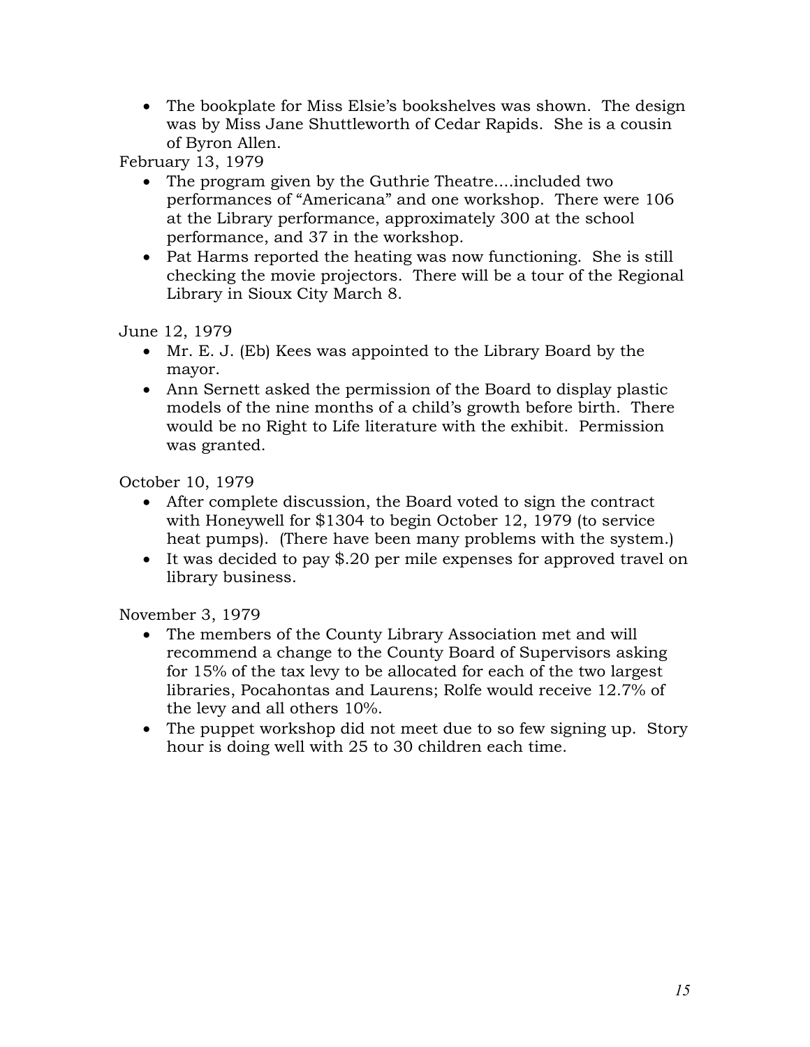- The bookplate for Miss Elsie's bookshelves was shown. The design was by Miss Jane Shuttleworth of Cedar Rapids. She is a cousin of Byron Allen.

February 13, 1979

- The program given by the Guthrie Theatre….included two performances of "Americana" and one workshop. There were 106 at the Library performance, approximately 300 at the school performance, and 37 in the workshop.
- Pat Harms reported the heating was now functioning. She is still checking the movie projectors. There will be a tour of the Regional Library in Sioux City March 8.

June 12, 1979

- Mr. E. J. (Eb) Kees was appointed to the Library Board by the mayor.
- Ann Sernett asked the permission of the Board to display plastic models of the nine months of a child's growth before birth. There would be no Right to Life literature with the exhibit. Permission was granted.

October 10, 1979

- After complete discussion, the Board voted to sign the contract with Honeywell for $1304 to begin October 12, 1979 (to service heat pumps). (There have been many problems with the system.)
- It was decided to pay $.20 per mile expenses for approved travel on library business.

November 3, 1979

- The members of the County Library Association met and will recommend a change to the County Board of Supervisors asking for 15% of the tax levy to be allocated for each of the two largest libraries, Pocahontas and Laurens; Rolfe would receive 12.7% of the levy and all others 10%.
- The puppet workshop did not meet due to so few signing up. Story hour is doing well with 25 to 30 children each time.